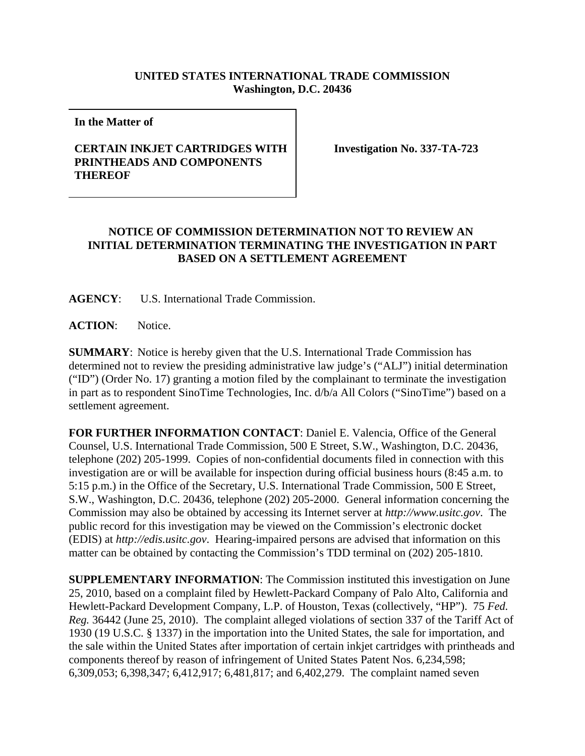**UNITED STATES INTERNATIONAL TRADE COMMISSION**
**Washington, D.C. 20436**

**In the Matter of**

**CERTAIN INKJET CARTRIDGES WITH PRINTHEADS AND COMPONENTS THEREOF**

**Investigation No. 337-TA-723**

## NOTICE OF COMMISSION DETERMINATION NOT TO REVIEW AN INITIAL DETERMINATION TERMINATING THE INVESTIGATION IN PART BASED ON A SETTLEMENT AGREEMENT

**AGENCY**: U.S. International Trade Commission.

**ACTION**: Notice.

**SUMMARY**: Notice is hereby given that the U.S. International Trade Commission has determined not to review the presiding administrative law judge's ("ALJ") initial determination ("ID") (Order No. 17) granting a motion filed by the complainant to terminate the investigation in part as to respondent SinoTime Technologies, Inc. d/b/a All Colors ("SinoTime") based on a settlement agreement.

**FOR FURTHER INFORMATION CONTACT**: Daniel E. Valencia, Office of the General Counsel, U.S. International Trade Commission, 500 E Street, S.W., Washington, D.C. 20436, telephone (202) 205-1999. Copies of non-confidential documents filed in connection with this investigation are or will be available for inspection during official business hours (8:45 a.m. to 5:15 p.m.) in the Office of the Secretary, U.S. International Trade Commission, 500 E Street, S.W., Washington, D.C. 20436, telephone (202) 205-2000. General information concerning the Commission may also be obtained by accessing its Internet server at *http://www.usitc.gov*. The public record for this investigation may be viewed on the Commission's electronic docket (EDIS) at *http://edis.usitc.gov*. Hearing-impaired persons are advised that information on this matter can be obtained by contacting the Commission's TDD terminal on (202) 205-1810.

**SUPPLEMENTARY INFORMATION**: The Commission instituted this investigation on June 25, 2010, based on a complaint filed by Hewlett-Packard Company of Palo Alto, California and Hewlett-Packard Development Company, L.P. of Houston, Texas (collectively, "HP"). 75 *Fed. Reg.* 36442 (June 25, 2010). The complaint alleged violations of section 337 of the Tariff Act of 1930 (19 U.S.C. § 1337) in the importation into the United States, the sale for importation, and the sale within the United States after importation of certain inkjet cartridges with printheads and components thereof by reason of infringement of United States Patent Nos. 6,234,598; 6,309,053; 6,398,347; 6,412,917; 6,481,817; and 6,402,279. The complaint named seven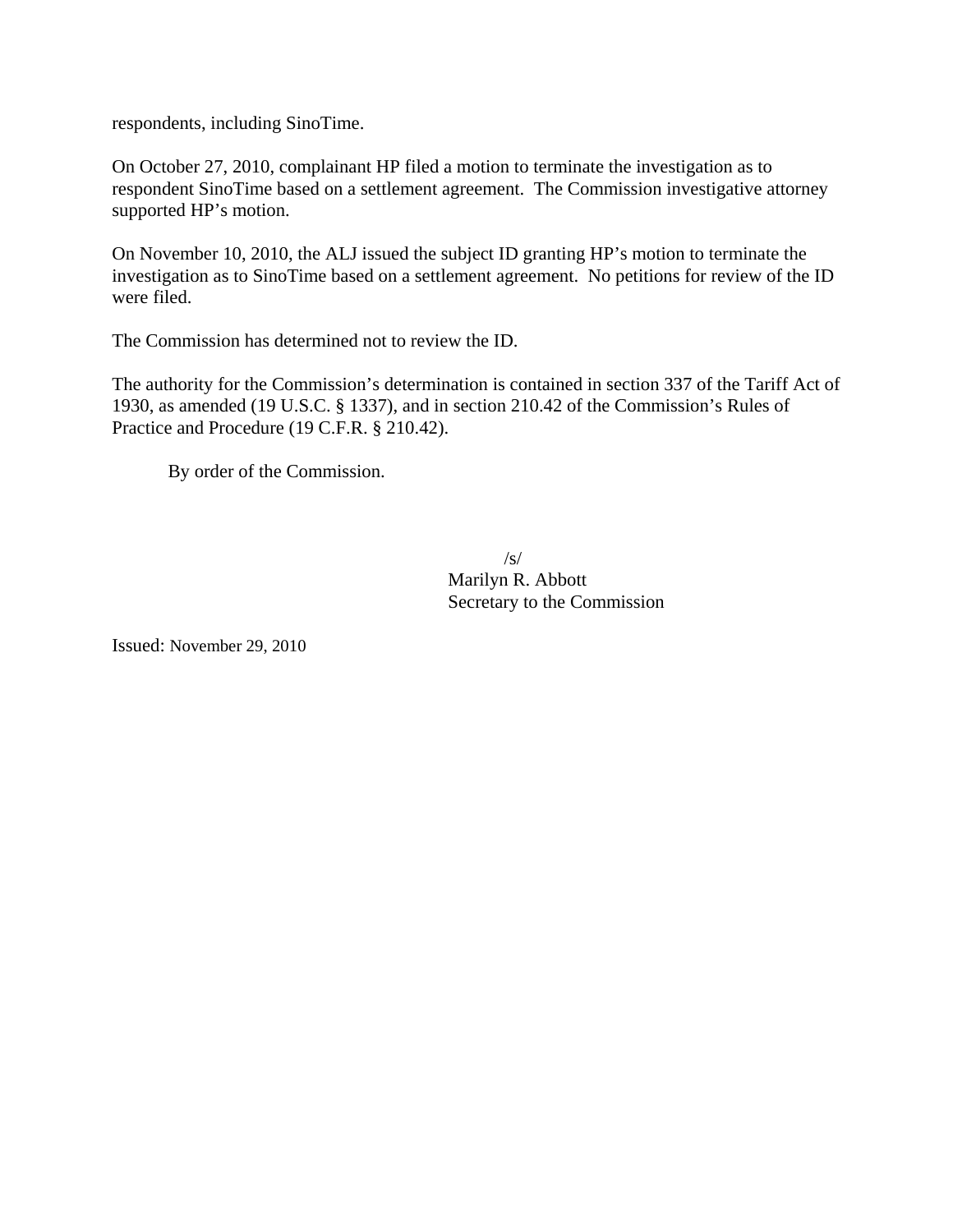respondents, including SinoTime.

On October 27, 2010, complainant HP filed a motion to terminate the investigation as to respondent SinoTime based on a settlement agreement. The Commission investigative attorney supported HP's motion.

On November 10, 2010, the ALJ issued the subject ID granting HP's motion to terminate the investigation as to SinoTime based on a settlement agreement. No petitions for review of the ID were filed.

The Commission has determined not to review the ID.

The authority for the Commission's determination is contained in section 337 of the Tariff Act of 1930, as amended (19 U.S.C. § 1337), and in section 210.42 of the Commission's Rules of Practice and Procedure (19 C.F.R. § 210.42).

By order of the Commission.

/s/
Marilyn R. Abbott
Secretary to the Commission

Issued: November 29, 2010